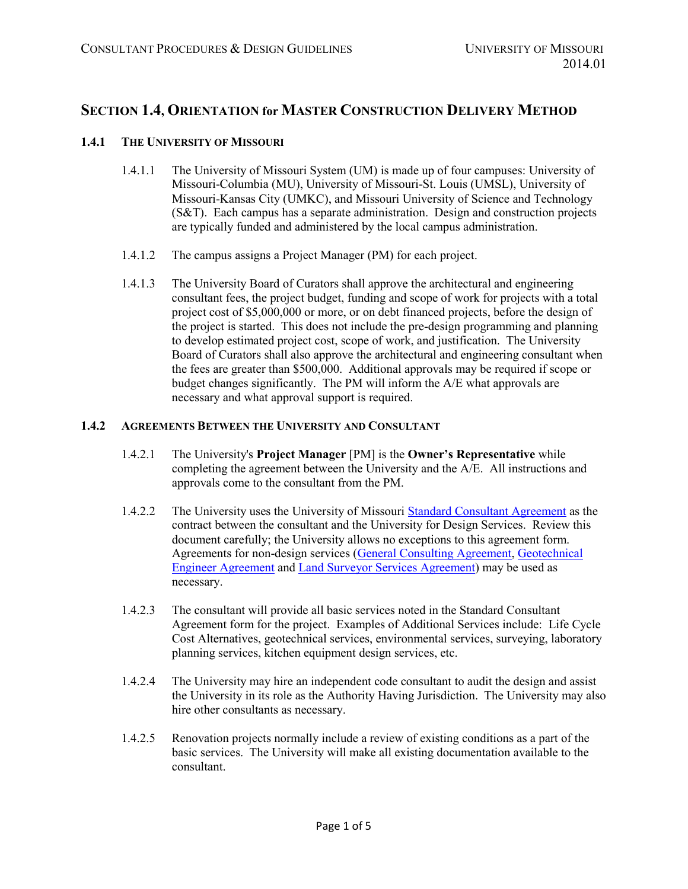## SECTION 1.4, ORIENTATION for MASTER CONSTRUCTION DELIVERY METHOD

### 1.4.1 THE UNIVERSITY OF MISSOURI

1.4.1.1 The University of Missouri System (UM) is made up of four campuses: University of Missouri-Columbia (MU), University of Missouri-St. Louis (UMSL), University of Missouri-Kansas City (UMKC), and Missouri University of Science and Technology (S&T). Each campus has a separate administration. Design and construction projects are typically funded and administered by the local campus administration.

1.4.1.2 The campus assigns a Project Manager (PM) for each project.

1.4.1.3 The University Board of Curators shall approve the architectural and engineering consultant fees, the project budget, funding and scope of work for projects with a total project cost of $5,000,000 or more, or on debt financed projects, before the design of the project is started. This does not include the pre-design programming and planning to develop estimated project cost, scope of work, and justification. The University Board of Curators shall also approve the architectural and engineering consultant when the fees are greater than $500,000. Additional approvals may be required if scope or budget changes significantly. The PM will inform the A/E what approvals are necessary and what approval support is required.

### 1.4.2 AGREEMENTS BETWEEN THE UNIVERSITY AND CONSULTANT

1.4.2.1 The University's **Project Manager** [PM] is the **Owner's Representative** while completing the agreement between the University and the A/E. All instructions and approvals come to the consultant from the PM.

1.4.2.2 The University uses the University of Missouri Standard Consultant Agreement as the contract between the consultant and the University for Design Services. Review this document carefully; the University allows no exceptions to this agreement form. Agreements for non-design services (General Consulting Agreement, Geotechnical Engineer Agreement and Land Surveyor Services Agreement) may be used as necessary.

1.4.2.3 The consultant will provide all basic services noted in the Standard Consultant Agreement form for the project. Examples of Additional Services include: Life Cycle Cost Alternatives, geotechnical services, environmental services, surveying, laboratory planning services, kitchen equipment design services, etc.

1.4.2.4 The University may hire an independent code consultant to audit the design and assist the University in its role as the Authority Having Jurisdiction. The University may also hire other consultants as necessary.

1.4.2.5 Renovation projects normally include a review of existing conditions as a part of the basic services. The University will make all existing documentation available to the consultant.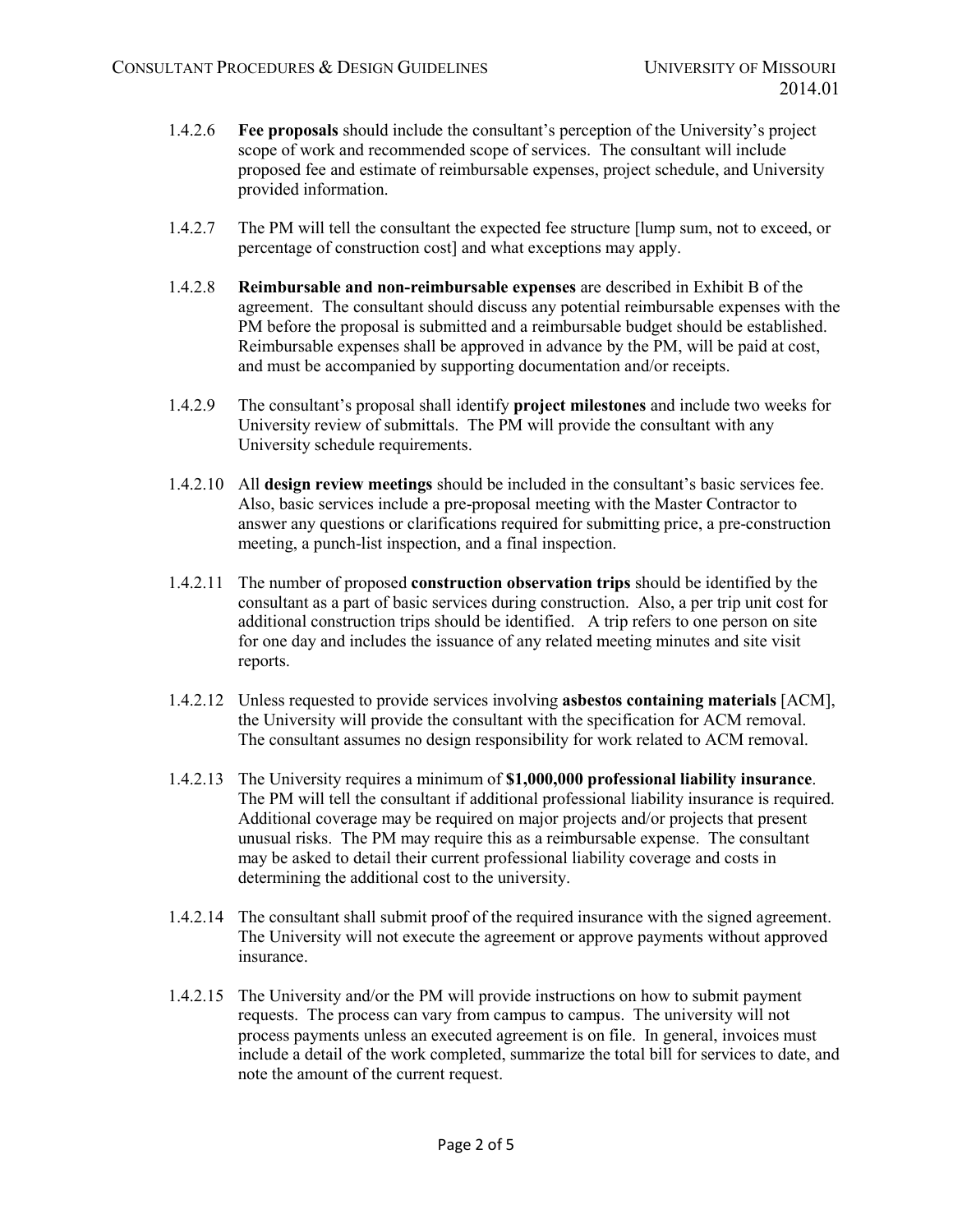1.4.2.6 **Fee proposals** should include the consultant's perception of the University's project scope of work and recommended scope of services. The consultant will include proposed fee and estimate of reimbursable expenses, project schedule, and University provided information.

1.4.2.7 The PM will tell the consultant the expected fee structure [lump sum, not to exceed, or percentage of construction cost] and what exceptions may apply.

1.4.2.8 **Reimbursable and non-reimbursable expenses** are described in Exhibit B of the agreement. The consultant should discuss any potential reimbursable expenses with the PM before the proposal is submitted and a reimbursable budget should be established. Reimbursable expenses shall be approved in advance by the PM, will be paid at cost, and must be accompanied by supporting documentation and/or receipts.

1.4.2.9 The consultant's proposal shall identify **project milestones** and include two weeks for University review of submittals. The PM will provide the consultant with any University schedule requirements.

1.4.2.10 All **design review meetings** should be included in the consultant's basic services fee. Also, basic services include a pre-proposal meeting with the Master Contractor to answer any questions or clarifications required for submitting price, a pre-construction meeting, a punch-list inspection, and a final inspection.

1.4.2.11 The number of proposed **construction observation trips** should be identified by the consultant as a part of basic services during construction. Also, a per trip unit cost for additional construction trips should be identified. A trip refers to one person on site for one day and includes the issuance of any related meeting minutes and site visit reports.

1.4.2.12 Unless requested to provide services involving **asbestos containing materials** [ACM], the University will provide the consultant with the specification for ACM removal. The consultant assumes no design responsibility for work related to ACM removal.

1.4.2.13 The University requires a minimum of **$1,000,000 professional liability insurance**. The PM will tell the consultant if additional professional liability insurance is required. Additional coverage may be required on major projects and/or projects that present unusual risks. The PM may require this as a reimbursable expense. The consultant may be asked to detail their current professional liability coverage and costs in determining the additional cost to the university.

1.4.2.14 The consultant shall submit proof of the required insurance with the signed agreement. The University will not execute the agreement or approve payments without approved insurance.

1.4.2.15 The University and/or the PM will provide instructions on how to submit payment requests. The process can vary from campus to campus. The university will not process payments unless an executed agreement is on file. In general, invoices must include a detail of the work completed, summarize the total bill for services to date, and note the amount of the current request.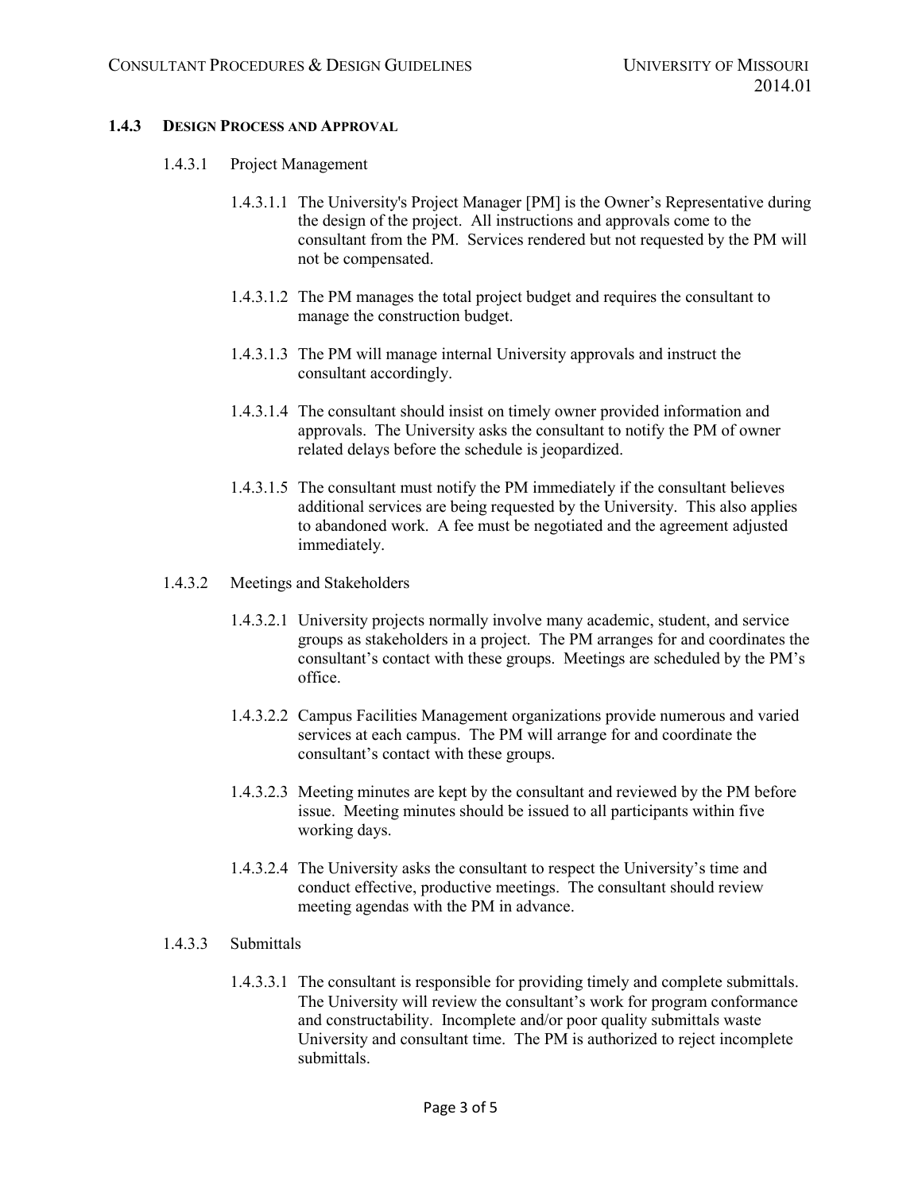### 1.4.3 Design Process and Approval

#### 1.4.3.1 Project Management

1.4.3.1.1 The University's Project Manager [PM] is the Owner's Representative during the design of the project. All instructions and approvals come to the consultant from the PM. Services rendered but not requested by the PM will not be compensated.

1.4.3.1.2 The PM manages the total project budget and requires the consultant to manage the construction budget.

1.4.3.1.3 The PM will manage internal University approvals and instruct the consultant accordingly.

1.4.3.1.4 The consultant should insist on timely owner provided information and approvals. The University asks the consultant to notify the PM of owner related delays before the schedule is jeopardized.

1.4.3.1.5 The consultant must notify the PM immediately if the consultant believes additional services are being requested by the University. This also applies to abandoned work. A fee must be negotiated and the agreement adjusted immediately.

#### 1.4.3.2 Meetings and Stakeholders

1.4.3.2.1 University projects normally involve many academic, student, and service groups as stakeholders in a project. The PM arranges for and coordinates the consultant's contact with these groups. Meetings are scheduled by the PM's office.

1.4.3.2.2 Campus Facilities Management organizations provide numerous and varied services at each campus. The PM will arrange for and coordinate the consultant's contact with these groups.

1.4.3.2.3 Meeting minutes are kept by the consultant and reviewed by the PM before issue. Meeting minutes should be issued to all participants within five working days.

1.4.3.2.4 The University asks the consultant to respect the University's time and conduct effective, productive meetings. The consultant should review meeting agendas with the PM in advance.

#### 1.4.3.3 Submittals

1.4.3.3.1 The consultant is responsible for providing timely and complete submittals. The University will review the consultant's work for program conformance and constructability. Incomplete and/or poor quality submittals waste University and consultant time. The PM is authorized to reject incomplete submittals.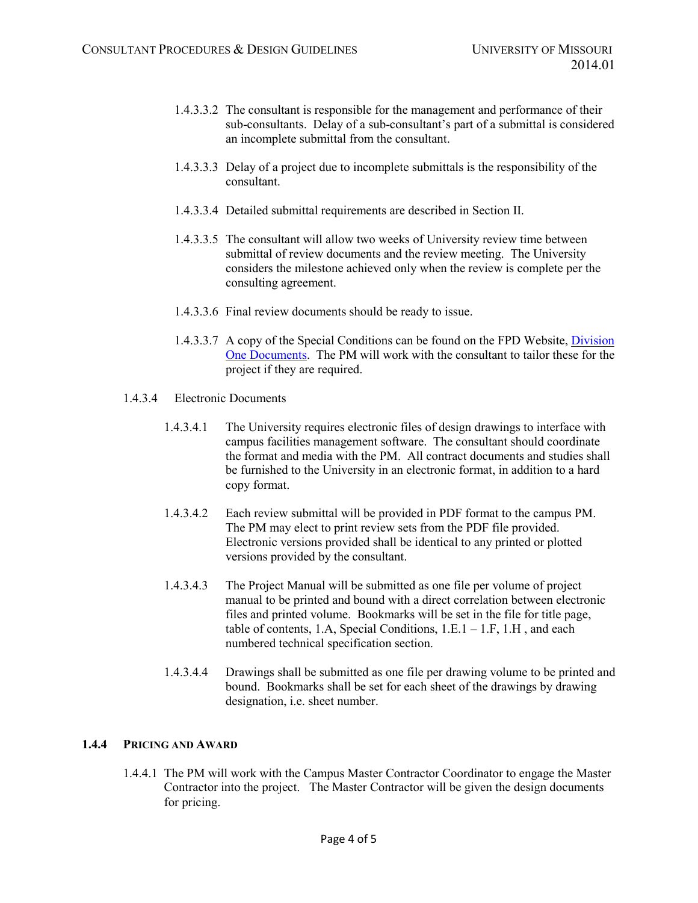1.4.3.3.2 The consultant is responsible for the management and performance of their sub-consultants. Delay of a sub-consultant's part of a submittal is considered an incomplete submittal from the consultant.

1.4.3.3.3 Delay of a project due to incomplete submittals is the responsibility of the consultant.

1.4.3.3.4 Detailed submittal requirements are described in Section II.

1.4.3.3.5 The consultant will allow two weeks of University review time between submittal of review documents and the review meeting. The University considers the milestone achieved only when the review is complete per the consulting agreement.

1.4.3.3.6 Final review documents should be ready to issue.

1.4.3.3.7 A copy of the Special Conditions can be found on the FPD Website, Division One Documents. The PM will work with the consultant to tailor these for the project if they are required.

1.4.3.4 Electronic Documents

1.4.3.4.1 The University requires electronic files of design drawings to interface with campus facilities management software. The consultant should coordinate the format and media with the PM. All contract documents and studies shall be furnished to the University in an electronic format, in addition to a hard copy format.

1.4.3.4.2 Each review submittal will be provided in PDF format to the campus PM. The PM may elect to print review sets from the PDF file provided. Electronic versions provided shall be identical to any printed or plotted versions provided by the consultant.

1.4.3.4.3 The Project Manual will be submitted as one file per volume of project manual to be printed and bound with a direct correlation between electronic files and printed volume. Bookmarks will be set in the file for title page, table of contents, 1.A, Special Conditions, 1.E.1 – 1.F, 1.H , and each numbered technical specification section.

1.4.3.4.4 Drawings shall be submitted as one file per drawing volume to be printed and bound. Bookmarks shall be set for each sheet of the drawings by drawing designation, i.e. sheet number.

### 1.4.4 PRICING AND AWARD

1.4.4.1 The PM will work with the Campus Master Contractor Coordinator to engage the Master Contractor into the project. The Master Contractor will be given the design documents for pricing.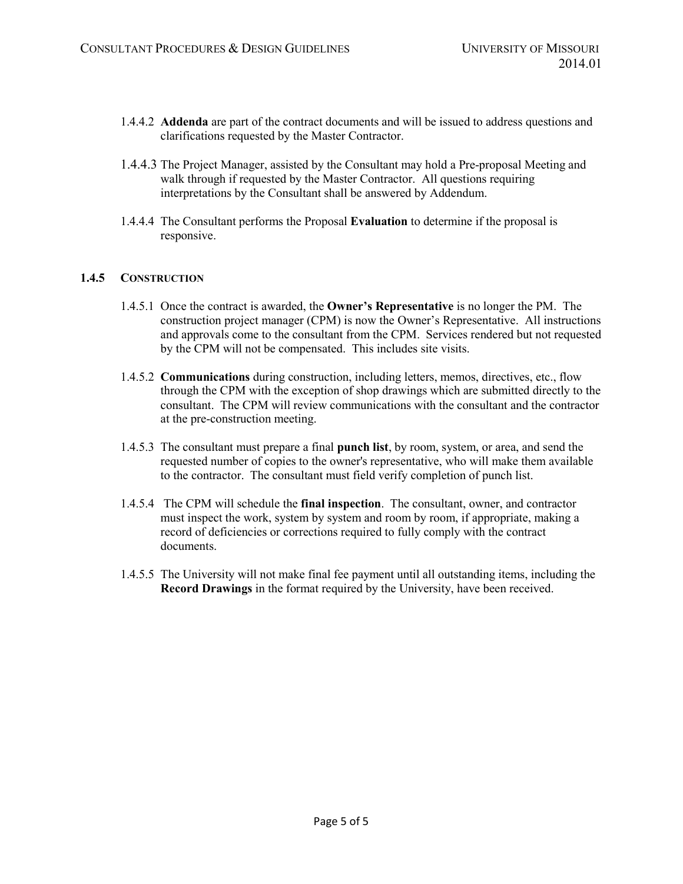1.4.4.2 **Addenda** are part of the contract documents and will be issued to address questions and clarifications requested by the Master Contractor.

1.4.4.3 The Project Manager, assisted by the Consultant may hold a Pre-proposal Meeting and walk through if requested by the Master Contractor. All questions requiring interpretations by the Consultant shall be answered by Addendum.

1.4.4.4 The Consultant performs the Proposal **Evaluation** to determine if the proposal is responsive.

### 1.4.5 CONSTRUCTION

1.4.5.1 Once the contract is awarded, the **Owner's Representative** is no longer the PM. The construction project manager (CPM) is now the Owner's Representative. All instructions and approvals come to the consultant from the CPM. Services rendered but not requested by the CPM will not be compensated. This includes site visits.

1.4.5.2 **Communications** during construction, including letters, memos, directives, etc., flow through the CPM with the exception of shop drawings which are submitted directly to the consultant. The CPM will review communications with the consultant and the contractor at the pre-construction meeting.

1.4.5.3 The consultant must prepare a final **punch list**, by room, system, or area, and send the requested number of copies to the owner's representative, who will make them available to the contractor. The consultant must field verify completion of punch list.

1.4.5.4 The CPM will schedule the **final inspection**. The consultant, owner, and contractor must inspect the work, system by system and room by room, if appropriate, making a record of deficiencies or corrections required to fully comply with the contract documents.

1.4.5.5 The University will not make final fee payment until all outstanding items, including the **Record Drawings** in the format required by the University, have been received.